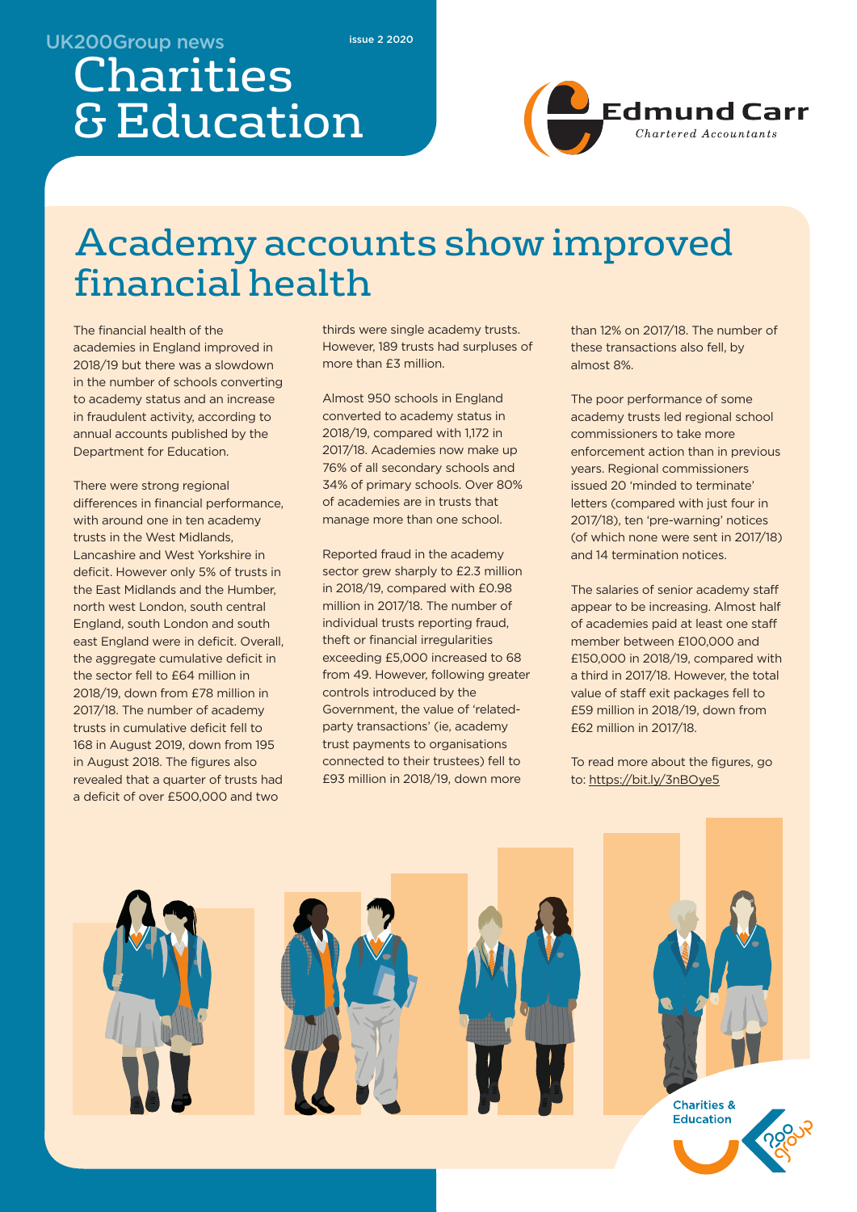UK200Group news

issue 2 2020

# Charities & Education

Edmund Carr
*Chartered Accountants*

## Academy accounts show improved financial health

The financial health of the academies in England improved in 2018/19 but there was a slowdown in the number of schools converting to academy status and an increase in fraudulent activity, according to annual accounts published by the Department for Education.

There were strong regional differences in financial performance, with around one in ten academy trusts in the West Midlands, Lancashire and West Yorkshire in deficit. However only 5% of trusts in the East Midlands and the Humber, north west London, south central England, south London and south east England were in deficit. Overall, the aggregate cumulative deficit in the sector fell to £64 million in 2018/19, down from £78 million in 2017/18. The number of academy trusts in cumulative deficit fell to 168 in August 2019, down from 195 in August 2018. The figures also revealed that a quarter of trusts had a deficit of over £500,000 and two thirds were single academy trusts. However, 189 trusts had surpluses of more than £3 million.

Almost 950 schools in England converted to academy status in 2018/19, compared with 1,172 in 2017/18. Academies now make up 76% of all secondary schools and 34% of primary schools. Over 80% of academies are in trusts that manage more than one school.

Reported fraud in the academy sector grew sharply to £2.3 million in 2018/19, compared with £0.98 million in 2017/18. The number of individual trusts reporting fraud, theft or financial irregularities exceeding £5,000 increased to 68 from 49. However, following greater controls introduced by the Government, the value of 'related-party transactions' (ie, academy trust payments to organisations connected to their trustees) fell to £93 million in 2018/19, down more than 12% on 2017/18. The number of these transactions also fell, by almost 8%.

The poor performance of some academy trusts led regional school commissioners to take more enforcement action than in previous years. Regional commissioners issued 20 'minded to terminate' letters (compared with just four in 2017/18), ten 'pre-warning' notices (of which none were sent in 2017/18) and 14 termination notices.

The salaries of senior academy staff appear to be increasing. Almost half of academies paid at least one staff member between £100,000 and £150,000 in 2018/19, compared with a third in 2017/18. However, the total value of staff exit packages fell to £59 million in 2018/19, down from £62 million in 2017/18.

To read more about the figures, go to: https://bit.ly/3nBOye5

Charities & Education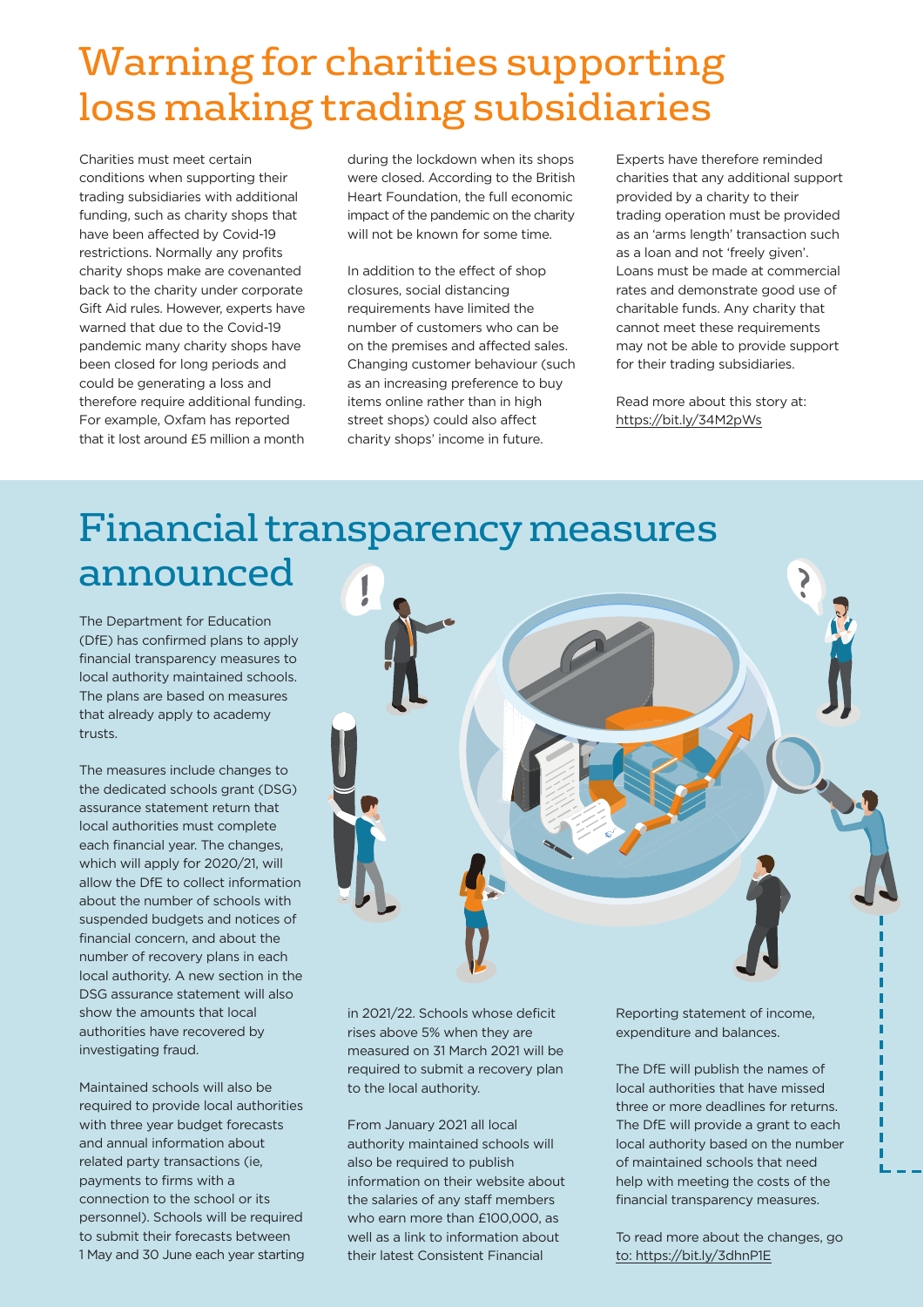# Warning for charities supporting loss making trading subsidiaries

Charities must meet certain conditions when supporting their trading subsidiaries with additional funding, such as charity shops that have been affected by Covid-19 restrictions. Normally any profits charity shops make are covenanted back to the charity under corporate Gift Aid rules. However, experts have warned that due to the Covid-19 pandemic many charity shops have been closed for long periods and could be generating a loss and therefore require additional funding. For example, Oxfam has reported that it lost around £5 million a month during the lockdown when its shops were closed. According to the British Heart Foundation, the full economic impact of the pandemic on the charity will not be known for some time.

In addition to the effect of shop closures, social distancing requirements have limited the number of customers who can be on the premises and affected sales. Changing customer behaviour (such as an increasing preference to buy items online rather than in high street shops) could also affect charity shops' income in future.

Experts have therefore reminded charities that any additional support provided by a charity to their trading operation must be provided as an 'arms length' transaction such as a loan and not 'freely given'. Loans must be made at commercial rates and demonstrate good use of charitable funds. Any charity that cannot meet these requirements may not be able to provide support for their trading subsidiaries.

Read more about this story at: https://bit.ly/34M2pWs

# Financial transparency measures announced

The Department for Education (DfE) has confirmed plans to apply financial transparency measures to local authority maintained schools. The plans are based on measures that already apply to academy trusts.

The measures include changes to the dedicated schools grant (DSG) assurance statement return that local authorities must complete each financial year. The changes, which will apply for 2020/21, will allow the DfE to collect information about the number of schools with suspended budgets and notices of financial concern, and about the number of recovery plans in each local authority. A new section in the DSG assurance statement will also show the amounts that local authorities have recovered by investigating fraud.

Maintained schools will also be required to provide local authorities with three year budget forecasts and annual information about related party transactions (ie, payments to firms with a connection to the school or its personnel). Schools will be required to submit their forecasts between 1 May and 30 June each year starting in 2021/22. Schools whose deficit rises above 5% when they are measured on 31 March 2021 will be required to submit a recovery plan to the local authority.

From January 2021 all local authority maintained schools will also be required to publish information on their website about the salaries of any staff members who earn more than £100,000, as well as a link to information about their latest Consistent Financial Reporting statement of income, expenditure and balances.

The DfE will publish the names of local authorities that have missed three or more deadlines for returns. The DfE will provide a grant to each local authority based on the number of maintained schools that need help with meeting the costs of the financial transparency measures.

To read more about the changes, go to: https://bit.ly/3dhnP1E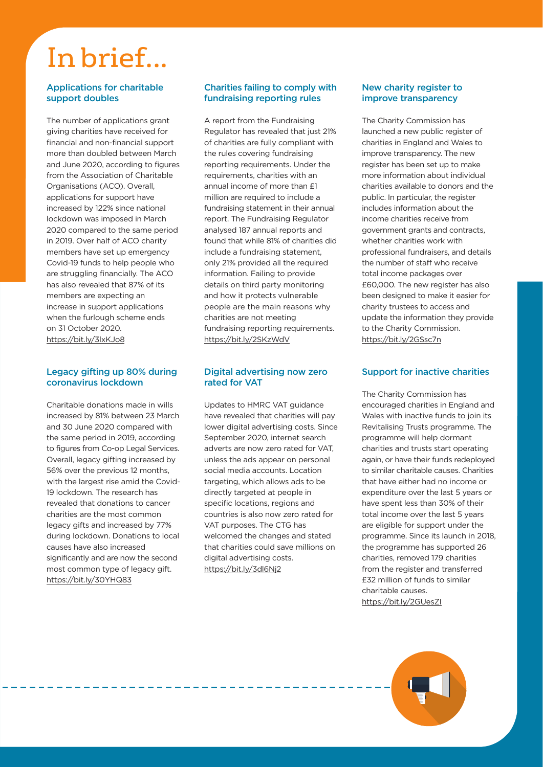# In brief...

## Applications for charitable support doubles

The number of applications grant giving charities have received for financial and non-financial support more than doubled between March and June 2020, according to figures from the Association of Charitable Organisations (ACO). Overall, applications for support have increased by 122% since national lockdown was imposed in March 2020 compared to the same period in 2019. Over half of ACO charity members have set up emergency Covid-19 funds to help people who are struggling financially. The ACO has also revealed that 87% of its members are expecting an increase in support applications when the furlough scheme ends on 31 October 2020.
https://bit.ly/3lxKJo8

## Legacy gifting up 80% during coronavirus lockdown

Charitable donations made in wills increased by 81% between 23 March and 30 June 2020 compared with the same period in 2019, according to figures from Co-op Legal Services. Overall, legacy gifting increased by 56% over the previous 12 months, with the largest rise amid the Covid-19 lockdown. The research has revealed that donations to cancer charities are the most common legacy gifts and increased by 77% during lockdown. Donations to local causes have also increased significantly and are now the second most common type of legacy gift.
https://bit.ly/30YHQ83

## Charities failing to comply with fundraising reporting rules

A report from the Fundraising Regulator has revealed that just 21% of charities are fully compliant with the rules covering fundraising reporting requirements. Under the requirements, charities with an annual income of more than £1 million are required to include a fundraising statement in their annual report. The Fundraising Regulator analysed 187 annual reports and found that while 81% of charities did include a fundraising statement, only 21% provided all the required information. Failing to provide details on third party monitoring and how it protects vulnerable people are the main reasons why charities are not meeting fundraising reporting requirements.
https://bit.ly/2SKzWdV

## Digital advertising now zero rated for VAT

Updates to HMRC VAT guidance have revealed that charities will pay lower digital advertising costs. Since September 2020, internet search adverts are now zero rated for VAT, unless the ads appear on personal social media accounts. Location targeting, which allows ads to be directly targeted at people in specific locations, regions and countries is also now zero rated for VAT purposes. The CTG has welcomed the changes and stated that charities could save millions on digital advertising costs.
https://bit.ly/3dl6Nj2

## New charity register to improve transparency

The Charity Commission has launched a new public register of charities in England and Wales to improve transparency. The new register has been set up to make more information about individual charities available to donors and the public. In particular, the register includes information about the income charities receive from government grants and contracts, whether charities work with professional fundraisers, and details the number of staff who receive total income packages over £60,000. The new register has also been designed to make it easier for charity trustees to access and update the information they provide to the Charity Commission.
https://bit.ly/2GSsc7n

## Support for inactive charities

The Charity Commission has encouraged charities in England and Wales with inactive funds to join its Revitalising Trusts programme. The programme will help dormant charities and trusts start operating again, or have their funds redeployed to similar charitable causes. Charities that have either had no income or expenditure over the last 5 years or have spent less than 30% of their total income over the last 5 years are eligible for support under the programme. Since its launch in 2018, the programme has supported 26 charities, removed 179 charities from the register and transferred £32 million of funds to similar charitable causes.
https://bit.ly/2GUesZI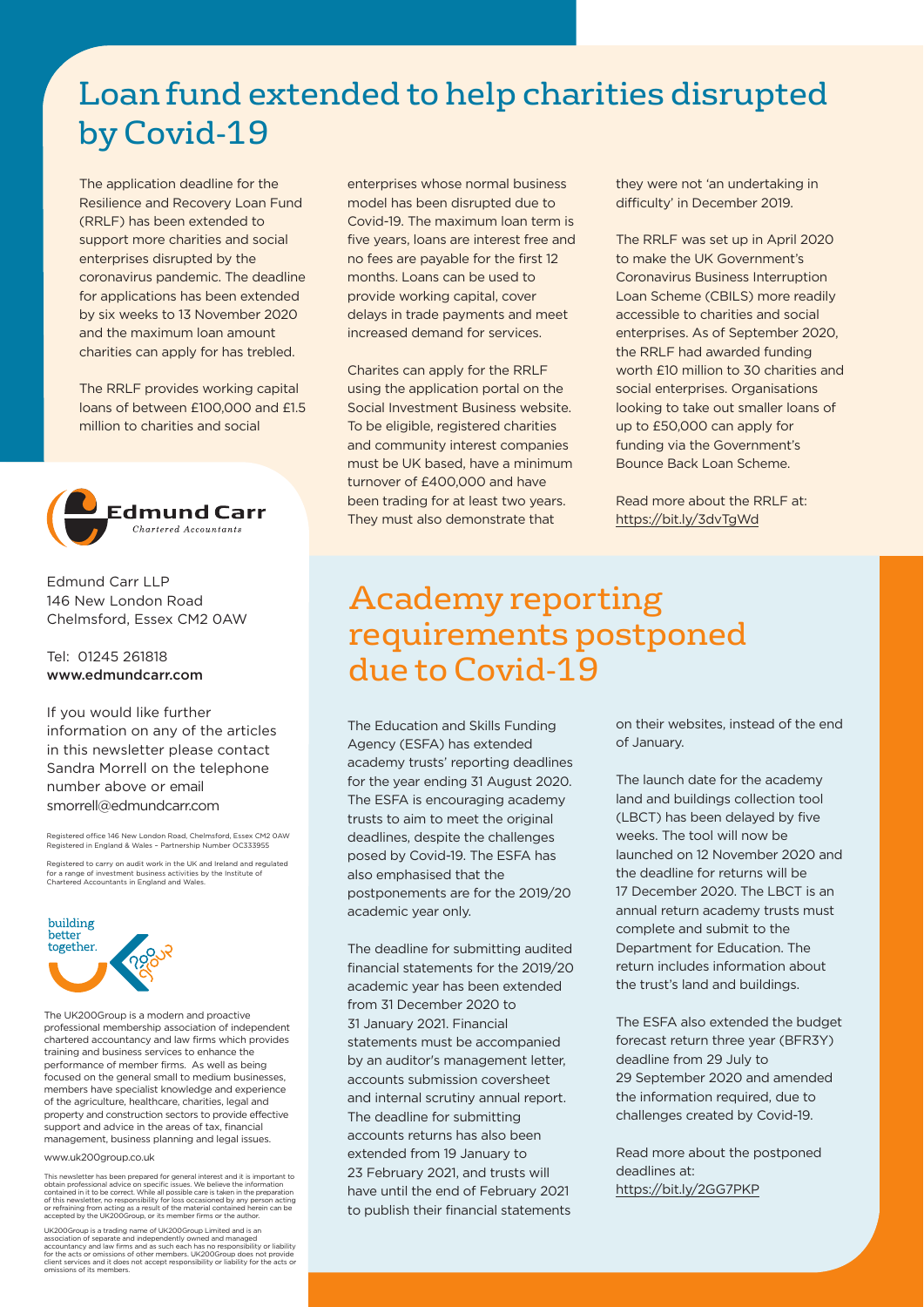# Loan fund extended to help charities disrupted by Covid-19

The application deadline for the Resilience and Recovery Loan Fund (RRLF) has been extended to support more charities and social enterprises disrupted by the coronavirus pandemic. The deadline for applications has been extended by six weeks to 13 November 2020 and the maximum loan amount charities can apply for has trebled.

The RRLF provides working capital loans of between £100,000 and £1.5 million to charities and social enterprises whose normal business model has been disrupted due to Covid-19. The maximum loan term is five years, loans are interest free and no fees are payable for the first 12 months. Loans can be used to provide working capital, cover delays in trade payments and meet increased demand for services.

Charites can apply for the RRLF using the application portal on the Social Investment Business website. To be eligible, registered charities and community interest companies must be UK based, have a minimum turnover of £400,000 and have been trading for at least two years. They must also demonstrate that they were not 'an undertaking in difficulty' in December 2019.

The RRLF was set up in April 2020 to make the UK Government's Coronavirus Business Interruption Loan Scheme (CBILS) more readily accessible to charities and social enterprises. As of September 2020, the RRLF had awarded funding worth £10 million to 30 charities and social enterprises. Organisations looking to take out smaller loans of up to £50,000 can apply for funding via the Government's Bounce Back Loan Scheme.

Read more about the RRLF at: https://bit.ly/3dvTgWd

# Academy reporting requirements postponed due to Covid-19

The Education and Skills Funding Agency (ESFA) has extended academy trusts' reporting deadlines for the year ending 31 August 2020. The ESFA is encouraging academy trusts to aim to meet the original deadlines, despite the challenges posed by Covid-19. The ESFA has also emphasised that the postponements are for the 2019/20 academic year only.

The deadline for submitting audited financial statements for the 2019/20 academic year has been extended from 31 December 2020 to 31 January 2021. Financial statements must be accompanied by an auditor's management letter, accounts submission coversheet and internal scrutiny annual report. The deadline for submitting accounts returns has also been extended from 19 January to 23 February 2021, and trusts will have until the end of February 2021 to publish their financial statements on their websites, instead of the end of January.

The launch date for the academy land and buildings collection tool (LBCT) has been delayed by five weeks. The tool will now be launched on 12 November 2020 and the deadline for returns will be 17 December 2020. The LBCT is an annual return academy trusts must complete and submit to the Department for Education. The return includes information about the trust's land and buildings.

The ESFA also extended the budget forecast return three year (BFR3Y) deadline from 29 July to 29 September 2020 and amended the information required, due to challenges created by Covid-19.

Read more about the postponed deadlines at: https://bit.ly/2GG7PKP

---

**Edmund Carr**
*Chartered Accountants*

Edmund Carr LLP
146 New London Road
Chelmsford, Essex CM2 0AW

Tel: 01245 261818
**www.edmundcarr.com**

If you would like further information on any of the articles in this newsletter please contact Sandra Morrell on the telephone number above or email smorrell@edmundcarr.com

Registered office 146 New London Road, Chelmsford, Essex CM2 0AW
Registered in England & Wales – Partnership Number OC333955

Registered to carry on audit work in the UK and Ireland and regulated for a range of investment business activities by the Institute of Chartered Accountants in England and Wales.

building better together.

The UK200Group is a modern and proactive professional membership association of independent chartered accountancy and law firms which provides training and business services to enhance the performance of member firms. As well as being focused on the general small to medium businesses, members have specialist knowledge and experience of the agriculture, healthcare, charities, legal and property and construction sectors to provide effective support and advice in the areas of tax, financial management, business planning and legal issues.

www.uk200group.co.uk

This newsletter has been prepared for general interest and it is important to obtain professional advice on specific issues. We believe the information contained in it to be correct. While all possible care is taken in the preparation of this newsletter, no responsibility for loss occasioned by any person acting or refraining from acting as a result of the material contained herein can be accepted by the UK200Group, or its member firms or the author.

UK200Group is a trading name of UK200Group Limited and is an association of separate and independently owned and managed accountancy and law firms and as such each has no responsibility or liability for the acts or omissions of other members. UK200Group does not provide client services and it does not accept responsibility or liability for the acts or omissions of its members.